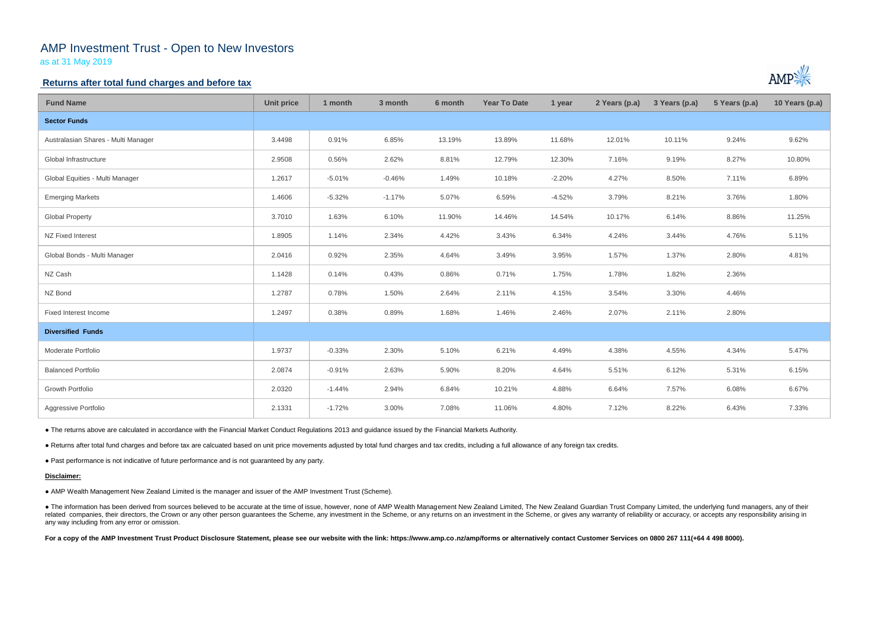# AMP Investment Trust - Open to New Investors

as at 31 May 2019

## Returns after total fund charges and before tax

| Fund Name | Unit price | 1 month | 3 month | 6 month | Year To Date | 1 year | 2 Years (p.a) | 3 Years (p.a) | 5 Years (p.a) | 10 Years (p.a) |
|---|---|---|---|---|---|---|---|---|---|---|
| **Sector Funds** | | | | | | | | | | |
| Australasian Shares - Multi Manager | 3.4498 | 0.91% | 6.85% | 13.19% | 13.89% | 11.68% | 12.01% | 10.11% | 9.24% | 9.62% |
| Global Infrastructure | 2.9508 | 0.56% | 2.62% | 8.81% | 12.79% | 12.30% | 7.16% | 9.19% | 8.27% | 10.80% |
| Global Equities - Multi Manager | 1.2617 | -5.01% | -0.46% | 1.49% | 10.18% | -2.20% | 4.27% | 8.50% | 7.11% | 6.89% |
| Emerging Markets | 1.4606 | -5.32% | -1.17% | 5.07% | 6.59% | -4.52% | 3.79% | 8.21% | 3.76% | 1.80% |
| Global Property | 3.7010 | 1.63% | 6.10% | 11.90% | 14.46% | 14.54% | 10.17% | 6.14% | 8.86% | 11.25% |
| NZ Fixed Interest | 1.8905 | 1.14% | 2.34% | 4.42% | 3.43% | 6.34% | 4.24% | 3.44% | 4.76% | 5.11% |
| Global Bonds - Multi Manager | 2.0416 | 0.92% | 2.35% | 4.64% | 3.49% | 3.95% | 1.57% | 1.37% | 2.80% | 4.81% |
| NZ Cash | 1.1428 | 0.14% | 0.43% | 0.86% | 0.71% | 1.75% | 1.78% | 1.82% | 2.36% | |
| NZ Bond | 1.2787 | 0.78% | 1.50% | 2.64% | 2.11% | 4.15% | 3.54% | 3.30% | 4.46% | |
| Fixed Interest Income | 1.2497 | 0.38% | 0.89% | 1.68% | 1.46% | 2.46% | 2.07% | 2.11% | 2.80% | |
| **Diversified Funds** | | | | | | | | | | |
| Moderate Portfolio | 1.9737 | -0.33% | 2.30% | 5.10% | 6.21% | 4.49% | 4.38% | 4.55% | 4.34% | 5.47% |
| Balanced Portfolio | 2.0874 | -0.91% | 2.63% | 5.90% | 8.20% | 4.64% | 5.51% | 6.12% | 5.31% | 6.15% |
| Growth Portfolio | 2.0320 | -1.44% | 2.94% | 6.84% | 10.21% | 4.88% | 6.64% | 7.57% | 6.08% | 6.67% |
| Aggressive Portfolio | 2.1331 | -1.72% | 3.00% | 7.08% | 11.06% | 4.80% | 7.12% | 8.22% | 6.43% | 7.33% |

- The returns above are calculated in accordance with the Financial Market Conduct Regulations 2013 and guidance issued by the Financial Markets Authority.
- Returns after total fund charges and before tax are calcuated based on unit price movements adjusted by total fund charges and tax credits, including a full allowance of any foreign tax credits.
- Past performance is not indicative of future performance and is not guaranteed by any party.

**Disclaimer:**

- AMP Wealth Management New Zealand Limited is the manager and issuer of the AMP Investment Trust (Scheme).
- The information has been derived from sources believed to be accurate at the time of issue, however, none of AMP Wealth Management New Zealand Limited, The New Zealand Guardian Trust Company Limited, the underlying fund managers, any of their related companies, their directors, the Crown or any other person guarantees the Scheme, any investment in the Scheme, or any returns on an investment in the Scheme, or gives any warranty of reliability or accuracy, or accepts any responsibility arising in any way including from any error or omission.

**For a copy of the AMP Investment Trust Product Disclosure Statement, please see our website with the link: https://www.amp.co.nz/amp/forms or alternatively contact Customer Services on 0800 267 111(+64 4 498 8000).**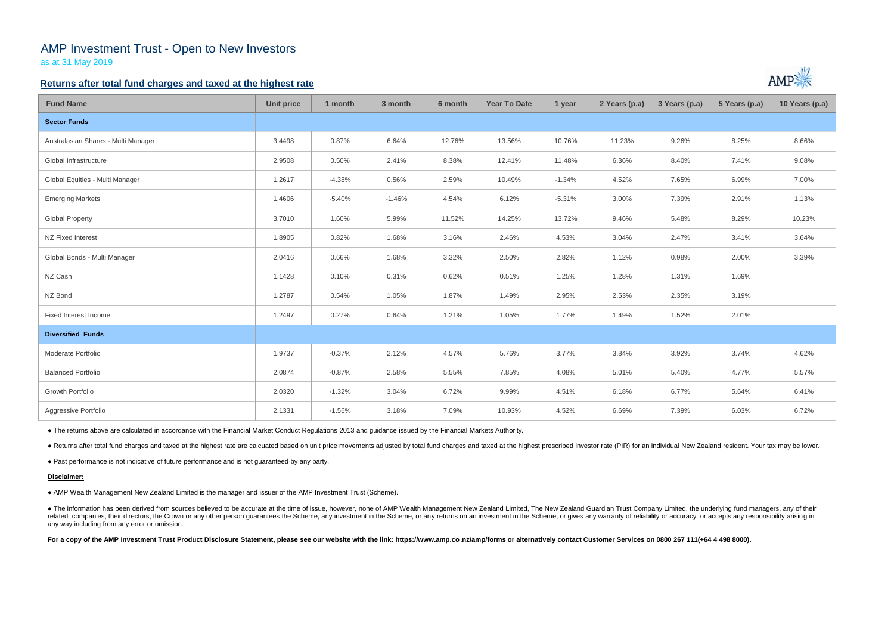# AMP Investment Trust - Open to New Investors

as at 31 May 2019

## Returns after total fund charges and taxed at the highest rate

| Fund Name | Unit price | 1 month | 3 month | 6 month | Year To Date | 1 year | 2 Years (p.a) | 3 Years (p.a) | 5 Years (p.a) | 10 Years (p.a) |
|---|---|---|---|---|---|---|---|---|---|---|
| **Sector Funds** | | | | | | | | | | |
| Australasian Shares - Multi Manager | 3.4498 | 0.87% | 6.64% | 12.76% | 13.56% | 10.76% | 11.23% | 9.26% | 8.25% | 8.66% |
| Global Infrastructure | 2.9508 | 0.50% | 2.41% | 8.38% | 12.41% | 11.48% | 6.36% | 8.40% | 7.41% | 9.08% |
| Global Equities - Multi Manager | 1.2617 | -4.38% | 0.56% | 2.59% | 10.49% | -1.34% | 4.52% | 7.65% | 6.99% | 7.00% |
| Emerging Markets | 1.4606 | -5.40% | -1.46% | 4.54% | 6.12% | -5.31% | 3.00% | 7.39% | 2.91% | 1.13% |
| Global Property | 3.7010 | 1.60% | 5.99% | 11.52% | 14.25% | 13.72% | 9.46% | 5.48% | 8.29% | 10.23% |
| NZ Fixed Interest | 1.8905 | 0.82% | 1.68% | 3.16% | 2.46% | 4.53% | 3.04% | 2.47% | 3.41% | 3.64% |
| Global Bonds - Multi Manager | 2.0416 | 0.66% | 1.68% | 3.32% | 2.50% | 2.82% | 1.12% | 0.98% | 2.00% | 3.39% |
| NZ Cash | 1.1428 | 0.10% | 0.31% | 0.62% | 0.51% | 1.25% | 1.28% | 1.31% | 1.69% | |
| NZ Bond | 1.2787 | 0.54% | 1.05% | 1.87% | 1.49% | 2.95% | 2.53% | 2.35% | 3.19% | |
| Fixed Interest Income | 1.2497 | 0.27% | 0.64% | 1.21% | 1.05% | 1.77% | 1.49% | 1.52% | 2.01% | |
| **Diversified Funds** | | | | | | | | | | |
| Moderate Portfolio | 1.9737 | -0.37% | 2.12% | 4.57% | 5.76% | 3.77% | 3.84% | 3.92% | 3.74% | 4.62% |
| Balanced Portfolio | 2.0874 | -0.87% | 2.58% | 5.55% | 7.85% | 4.08% | 5.01% | 5.40% | 4.77% | 5.57% |
| Growth Portfolio | 2.0320 | -1.32% | 3.04% | 6.72% | 9.99% | 4.51% | 6.18% | 6.77% | 5.64% | 6.41% |
| Aggressive Portfolio | 2.1331 | -1.56% | 3.18% | 7.09% | 10.93% | 4.52% | 6.69% | 7.39% | 6.03% | 6.72% |

- The returns above are calculated in accordance with the Financial Market Conduct Regulations 2013 and guidance issued by the Financial Markets Authority.
- Returns after total fund charges and taxed at the highest rate are calcuated based on unit price movements adjusted by total fund charges and taxed at the highest prescribed investor rate (PIR) for an individual New Zealand resident. Your tax may be lower.
- Past performance is not indicative of future performance and is not guaranteed by any party.

**Disclaimer:**

- AMP Wealth Management New Zealand Limited is the manager and issuer of the AMP Investment Trust (Scheme).
- The information has been derived from sources believed to be accurate at the time of issue, however, none of AMP Wealth Management New Zealand Limited, The New Zealand Guardian Trust Company Limited, the underlying fund managers, any of their related companies, their directors, the Crown or any other person guarantees the Scheme, any investment in the Scheme, or any returns on an investment in the Scheme, or gives any warranty of reliability or accuracy, or accepts any responsibility arising in any way including from any error or omission.

**For a copy of the AMP Investment Trust Product Disclosure Statement, please see our website with the link: https://www.amp.co.nz/amp/forms or alternatively contact Customer Services on 0800 267 111(+64 4 498 8000).**